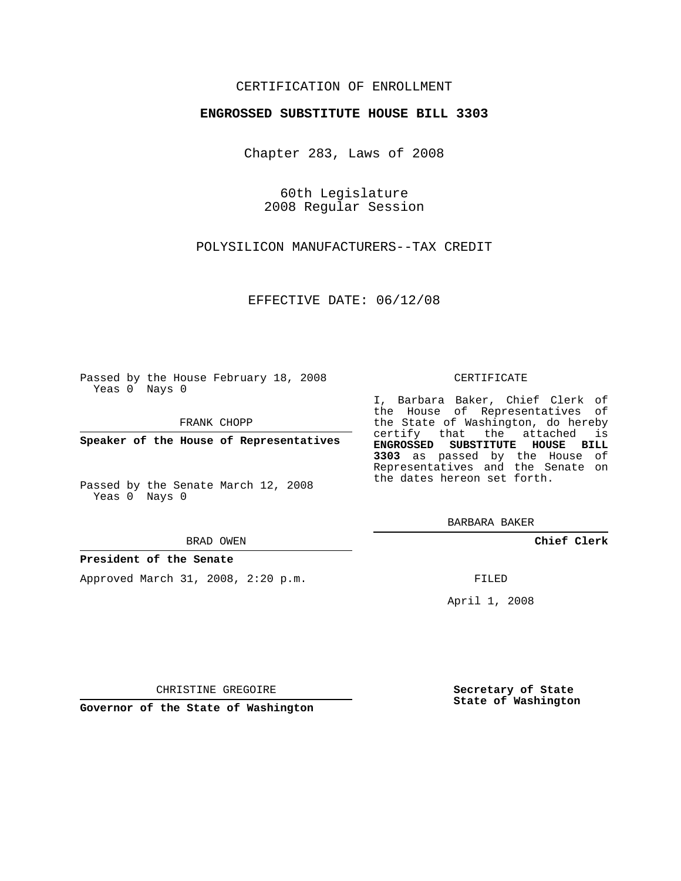CERTIFICATION OF ENROLLMENT

**ENGROSSED SUBSTITUTE HOUSE BILL 3303**

Chapter 283, Laws of 2008

60th Legislature
2008 Regular Session

POLYSILICON MANUFACTURERS--TAX CREDIT

EFFECTIVE DATE: 06/12/08

Passed by the House February 18, 2008
Yeas 0 Nays 0

FRANK CHOPP

**Speaker of the House of Representatives**

Passed by the Senate March 12, 2008
Yeas 0 Nays 0

BRAD OWEN

**President of the Senate**

Approved March 31, 2008, 2:20 p.m.

CHRISTINE GREGOIRE

**Governor of the State of Washington**

CERTIFICATE

I, Barbara Baker, Chief Clerk of the House of Representatives of the State of Washington, do hereby certify that the attached is **ENGROSSED SUBSTITUTE HOUSE BILL 3303** as passed by the House of Representatives and the Senate on the dates hereon set forth.

BARBARA BAKER

**Chief Clerk**

FILED

April 1, 2008

**Secretary of State**
**State of Washington**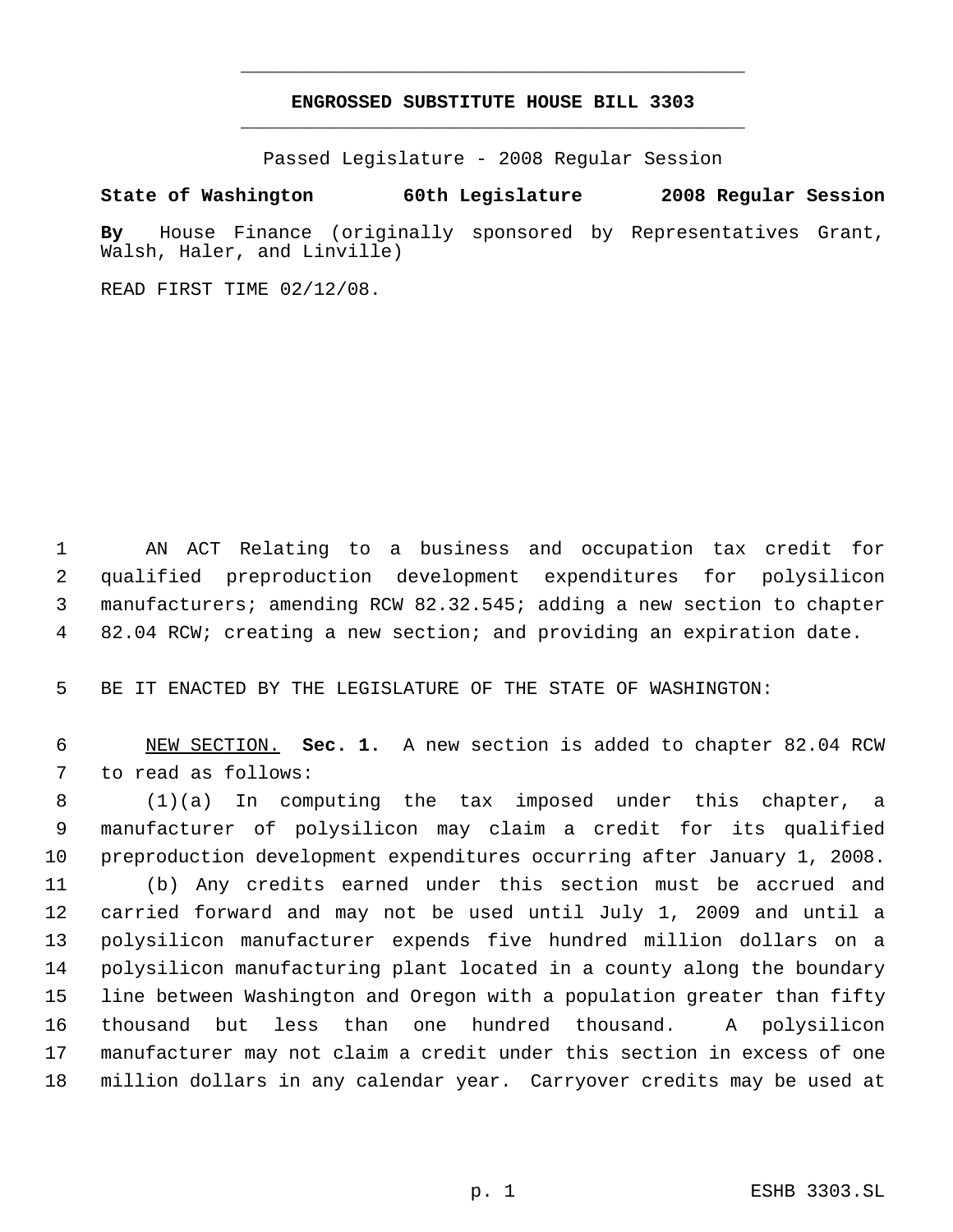# ENGROSSED SUBSTITUTE HOUSE BILL 3303

Passed Legislature - 2008 Regular Session

**State of Washington 60th Legislature 2008 Regular Session**

**By** House Finance (originally sponsored by Representatives Grant, Walsh, Haler, and Linville)

READ FIRST TIME 02/12/08.

AN ACT Relating to a business and occupation tax credit for qualified preproduction development expenditures for polysilicon manufacturers; amending RCW 82.32.545; adding a new section to chapter 82.04 RCW; creating a new section; and providing an expiration date.

BE IT ENACTED BY THE LEGISLATURE OF THE STATE OF WASHINGTON:

NEW SECTION. **Sec. 1.** A new section is added to chapter 82.04 RCW to read as follows:

(1)(a) In computing the tax imposed under this chapter, a manufacturer of polysilicon may claim a credit for its qualified preproduction development expenditures occurring after January 1, 2008.

(b) Any credits earned under this section must be accrued and carried forward and may not be used until July 1, 2009 and until a polysilicon manufacturer expends five hundred million dollars on a polysilicon manufacturing plant located in a county along the boundary line between Washington and Oregon with a population greater than fifty thousand but less than one hundred thousand. A polysilicon manufacturer may not claim a credit under this section in excess of one million dollars in any calendar year. Carryover credits may be used at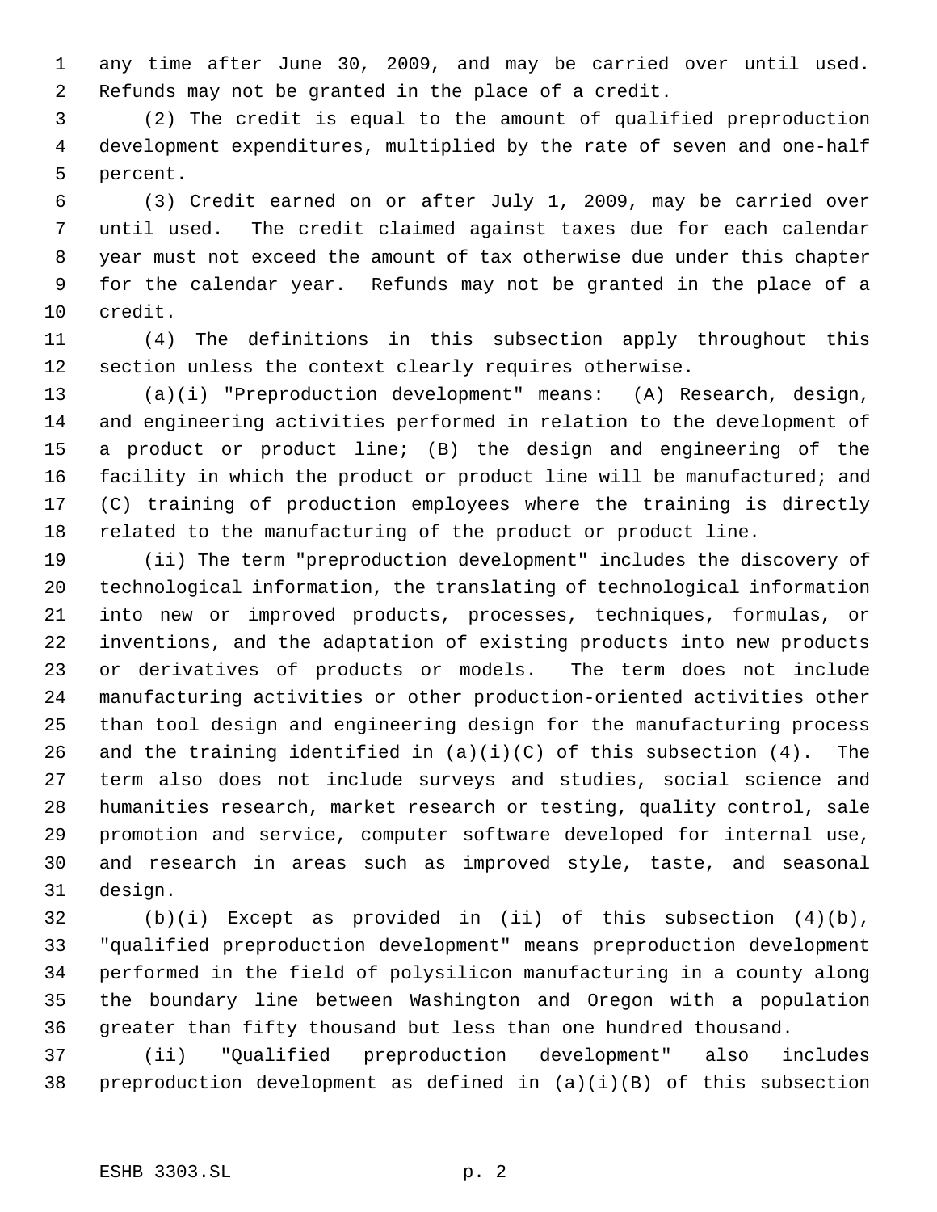any time after June 30, 2009, and may be carried over until used. Refunds may not be granted in the place of a credit.

(2) The credit is equal to the amount of qualified preproduction development expenditures, multiplied by the rate of seven and one-half percent.

(3) Credit earned on or after July 1, 2009, may be carried over until used. The credit claimed against taxes due for each calendar year must not exceed the amount of tax otherwise due under this chapter for the calendar year. Refunds may not be granted in the place of a credit.

(4) The definitions in this subsection apply throughout this section unless the context clearly requires otherwise.

(a)(i) "Preproduction development" means: (A) Research, design, and engineering activities performed in relation to the development of a product or product line; (B) the design and engineering of the facility in which the product or product line will be manufactured; and (C) training of production employees where the training is directly related to the manufacturing of the product or product line.

(ii) The term "preproduction development" includes the discovery of technological information, the translating of technological information into new or improved products, processes, techniques, formulas, or inventions, and the adaptation of existing products into new products or derivatives of products or models. The term does not include manufacturing activities or other production-oriented activities other than tool design and engineering design for the manufacturing process and the training identified in (a)(i)(C) of this subsection (4). The term also does not include surveys and studies, social science and humanities research, market research or testing, quality control, sale promotion and service, computer software developed for internal use, and research in areas such as improved style, taste, and seasonal design.

(b)(i) Except as provided in (ii) of this subsection (4)(b), "qualified preproduction development" means preproduction development performed in the field of polysilicon manufacturing in a county along the boundary line between Washington and Oregon with a population greater than fifty thousand but less than one hundred thousand.

(ii) "Qualified preproduction development" also includes preproduction development as defined in (a)(i)(B) of this subsection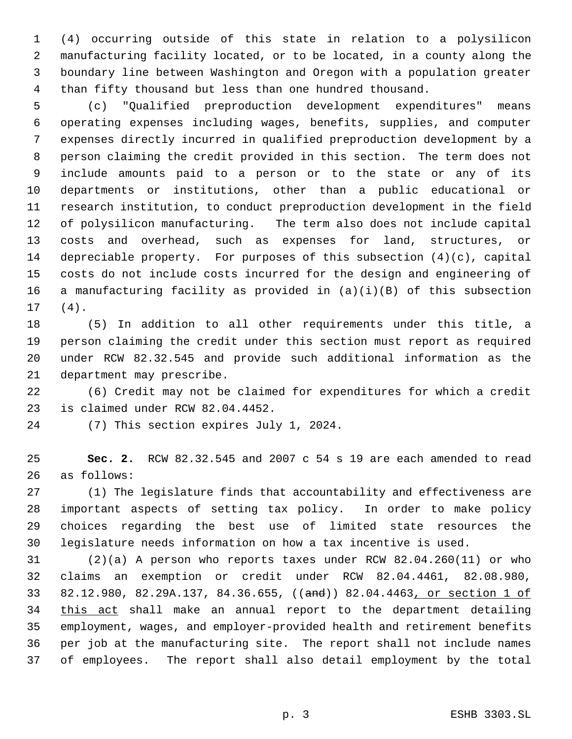(4) occurring outside of this state in relation to a polysilicon manufacturing facility located, or to be located, in a county along the boundary line between Washington and Oregon with a population greater than fifty thousand but less than one hundred thousand.

(c) "Qualified preproduction development expenditures" means operating expenses including wages, benefits, supplies, and computer expenses directly incurred in qualified preproduction development by a person claiming the credit provided in this section. The term does not include amounts paid to a person or to the state or any of its departments or institutions, other than a public educational or research institution, to conduct preproduction development in the field of polysilicon manufacturing. The term also does not include capital costs and overhead, such as expenses for land, structures, or depreciable property. For purposes of this subsection (4)(c), capital costs do not include costs incurred for the design and engineering of a manufacturing facility as provided in (a)(i)(B) of this subsection (4).

(5) In addition to all other requirements under this title, a person claiming the credit under this section must report as required under RCW 82.32.545 and provide such additional information as the department may prescribe.

(6) Credit may not be claimed for expenditures for which a credit is claimed under RCW 82.04.4452.

(7) This section expires July 1, 2024.

**Sec. 2.** RCW 82.32.545 and 2007 c 54 s 19 are each amended to read as follows:

(1) The legislature finds that accountability and effectiveness are important aspects of setting tax policy. In order to make policy choices regarding the best use of limited state resources the legislature needs information on how a tax incentive is used.

(2)(a) A person who reports taxes under RCW 82.04.260(11) or who claims an exemption or credit under RCW 82.04.4461, 82.08.980, 82.12.980, 82.29A.137, 84.36.655, ((~~and~~)) 82.04.4463<u>, or section 1 of this act</u> shall make an annual report to the department detailing employment, wages, and employer-provided health and retirement benefits per job at the manufacturing site. The report shall not include names of employees. The report shall also detail employment by the total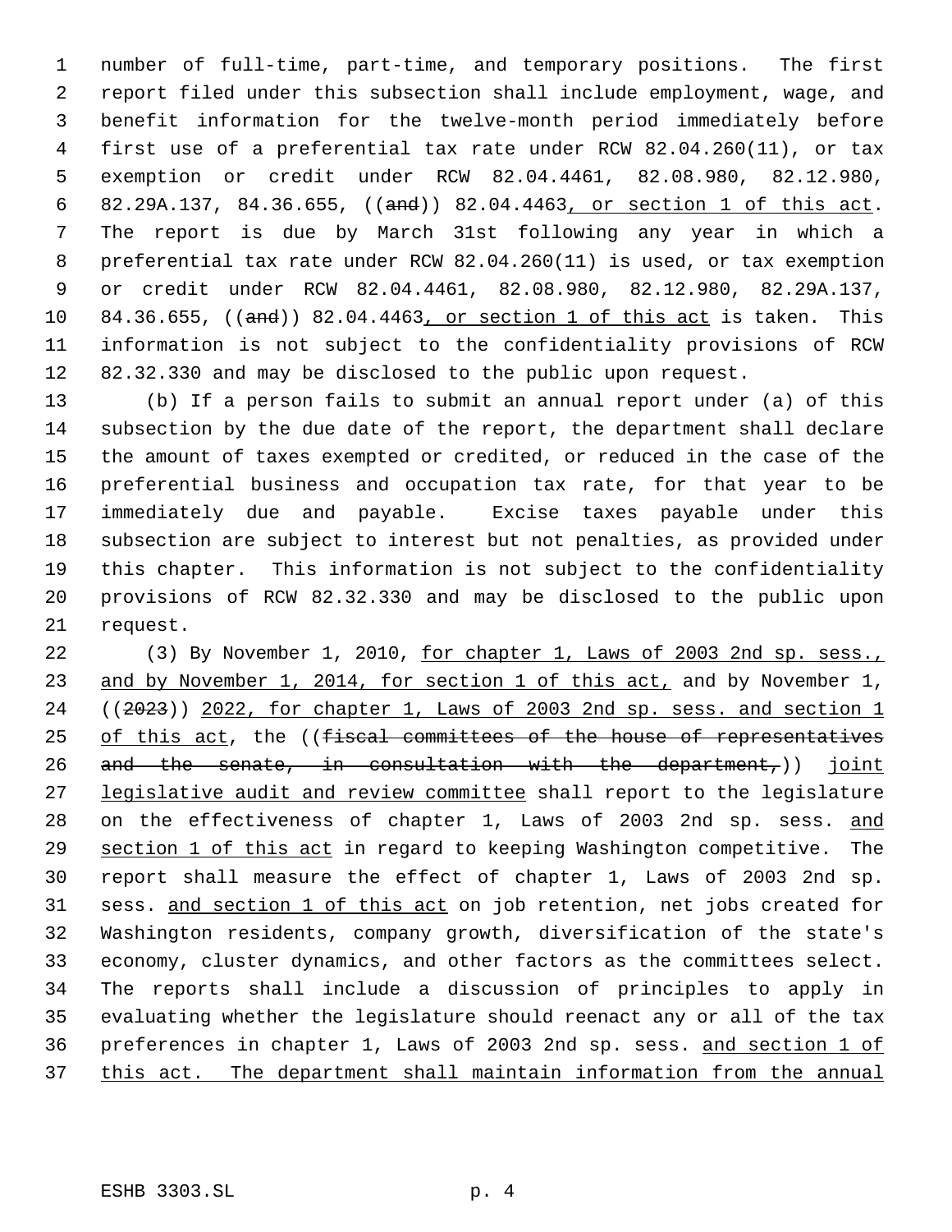number of full-time, part-time, and temporary positions. The first report filed under this subsection shall include employment, wage, and benefit information for the twelve-month period immediately before first use of a preferential tax rate under RCW 82.04.260(11), or tax exemption or credit under RCW 82.04.4461, 82.08.980, 82.12.980, 82.29A.137, 84.36.655, ((~~and~~)) 82.04.4463, or section 1 of this act. The report is due by March 31st following any year in which a preferential tax rate under RCW 82.04.260(11) is used, or tax exemption or credit under RCW 82.04.4461, 82.08.980, 82.12.980, 82.29A.137, 84.36.655, ((~~and~~)) 82.04.4463, or section 1 of this act is taken. This information is not subject to the confidentiality provisions of RCW 82.32.330 and may be disclosed to the public upon request.

(b) If a person fails to submit an annual report under (a) of this subsection by the due date of the report, the department shall declare the amount of taxes exempted or credited, or reduced in the case of the preferential business and occupation tax rate, for that year to be immediately due and payable. Excise taxes payable under this subsection are subject to interest but not penalties, as provided under this chapter. This information is not subject to the confidentiality provisions of RCW 82.32.330 and may be disclosed to the public upon request.

(3) By November 1, 2010, for chapter 1, Laws of 2003 2nd sp. sess., and by November 1, 2014, for section 1 of this act, and by November 1, ((~~2023~~)) 2022, for chapter 1, Laws of 2003 2nd sp. sess. and section 1 of this act, the ((~~fiscal committees of the house of representatives and the senate, in consultation with the department,~~)) joint legislative audit and review committee shall report to the legislature on the effectiveness of chapter 1, Laws of 2003 2nd sp. sess. and section 1 of this act in regard to keeping Washington competitive. The report shall measure the effect of chapter 1, Laws of 2003 2nd sp. sess. and section 1 of this act on job retention, net jobs created for Washington residents, company growth, diversification of the state's economy, cluster dynamics, and other factors as the committees select. The reports shall include a discussion of principles to apply in evaluating whether the legislature should reenact any or all of the tax preferences in chapter 1, Laws of 2003 2nd sp. sess. and section 1 of this act. The department shall maintain information from the annual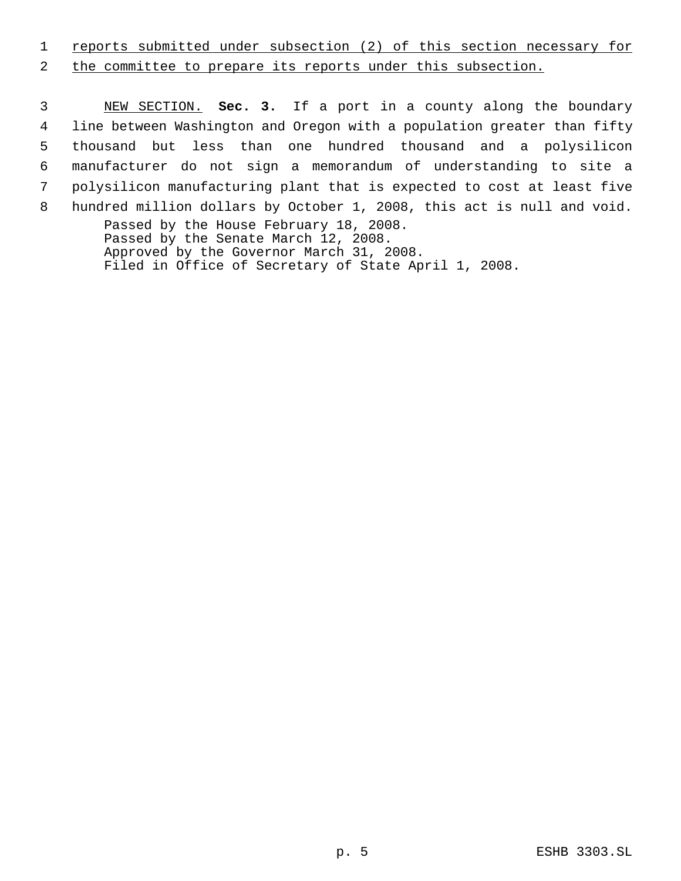reports submitted under subsection (2) of this section necessary for the committee to prepare its reports under this subsection.

NEW SECTION. **Sec. 3.** If a port in a county along the boundary line between Washington and Oregon with a population greater than fifty thousand but less than one hundred thousand and a polysilicon manufacturer do not sign a memorandum of understanding to site a polysilicon manufacturing plant that is expected to cost at least five hundred million dollars by October 1, 2008, this act is null and void.

Passed by the House February 18, 2008.
Passed by the Senate March 12, 2008.
Approved by the Governor March 31, 2008.
Filed in Office of Secretary of State April 1, 2008.